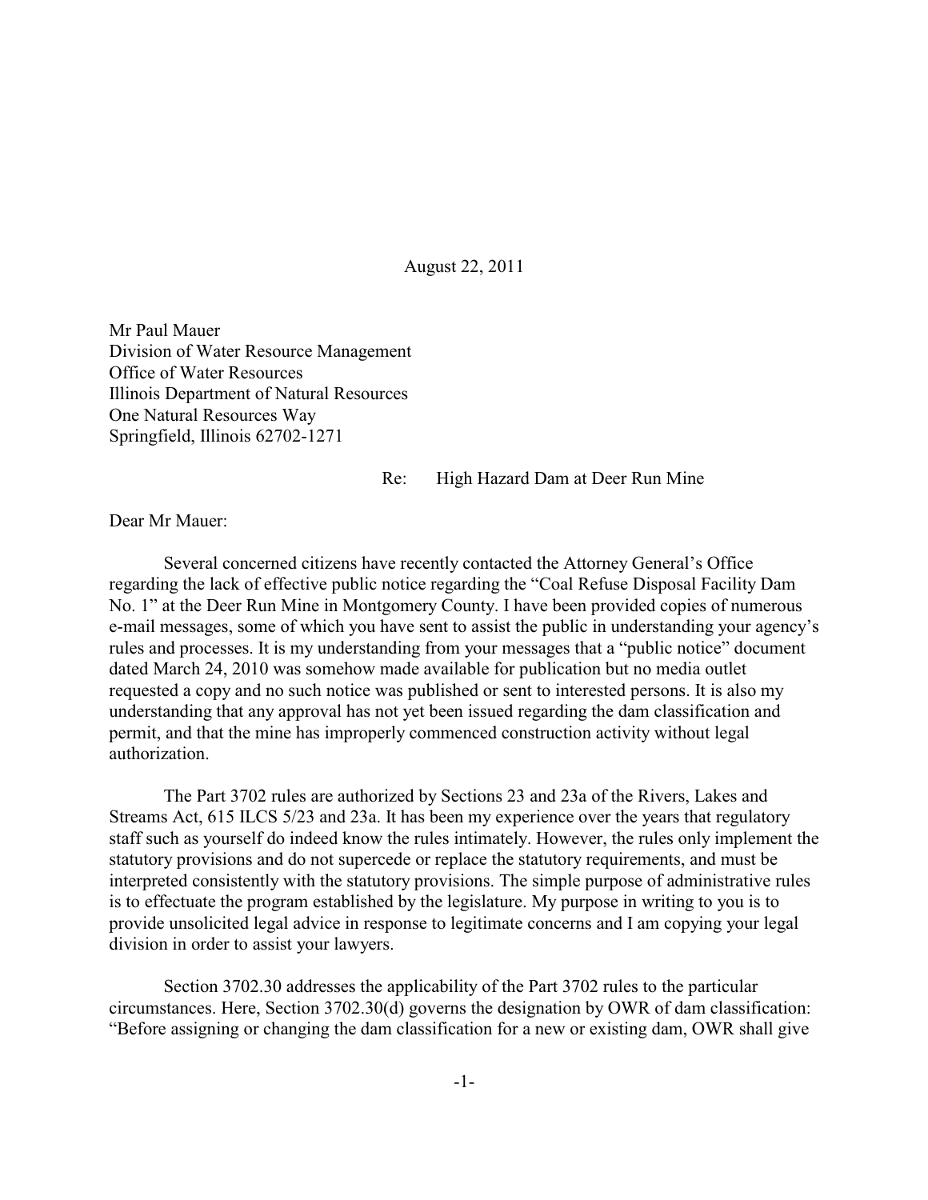August 22, 2011

Mr Paul Mauer
Division of Water Resource Management
Office of Water Resources
Illinois Department of Natural Resources
One Natural Resources Way
Springfield, Illinois 62702-1271

Re: High Hazard Dam at Deer Run Mine

Dear Mr Mauer:

Several concerned citizens have recently contacted the Attorney General's Office regarding the lack of effective public notice regarding the "Coal Refuse Disposal Facility Dam No. 1" at the Deer Run Mine in Montgomery County. I have been provided copies of numerous e-mail messages, some of which you have sent to assist the public in understanding your agency's rules and processes. It is my understanding from your messages that a "public notice" document dated March 24, 2010 was somehow made available for publication but no media outlet requested a copy and no such notice was published or sent to interested persons. It is also my understanding that any approval has not yet been issued regarding the dam classification and permit, and that the mine has improperly commenced construction activity without legal authorization.

The Part 3702 rules are authorized by Sections 23 and 23a of the Rivers, Lakes and Streams Act, 615 ILCS 5/23 and 23a. It has been my experience over the years that regulatory staff such as yourself do indeed know the rules intimately. However, the rules only implement the statutory provisions and do not supercede or replace the statutory requirements, and must be interpreted consistently with the statutory provisions. The simple purpose of administrative rules is to effectuate the program established by the legislature. My purpose in writing to you is to provide unsolicited legal advice in response to legitimate concerns and I am copying your legal division in order to assist your lawyers.

Section 3702.30 addresses the applicability of the Part 3702 rules to the particular circumstances. Here, Section 3702.30(d) governs the designation by OWR of dam classification: "Before assigning or changing the dam classification for a new or existing dam, OWR shall give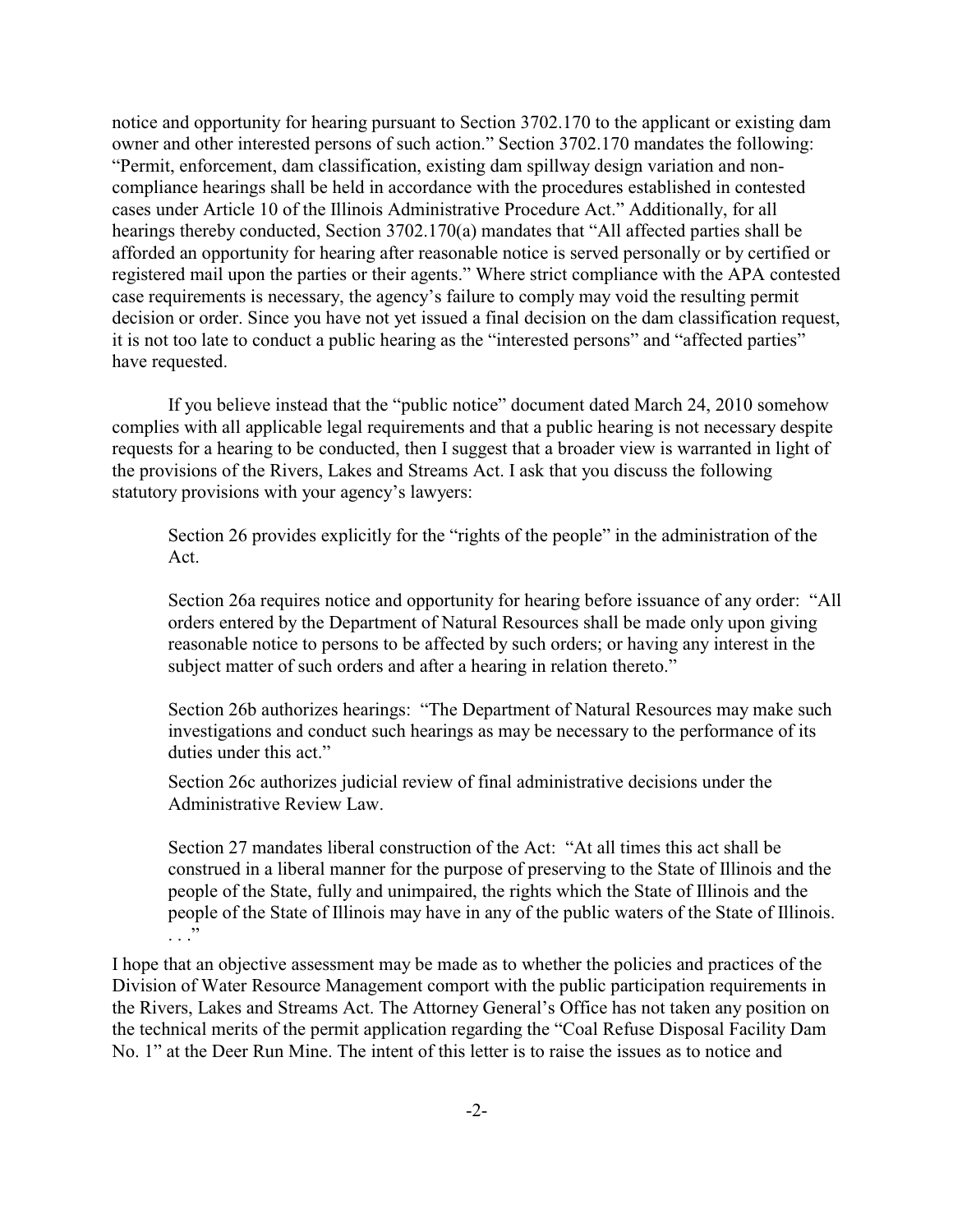notice and opportunity for hearing pursuant to Section 3702.170 to the applicant or existing dam owner and other interested persons of such action." Section 3702.170 mandates the following: "Permit, enforcement, dam classification, existing dam spillway design variation and non-compliance hearings shall be held in accordance with the procedures established in contested cases under Article 10 of the Illinois Administrative Procedure Act." Additionally, for all hearings thereby conducted, Section 3702.170(a) mandates that "All affected parties shall be afforded an opportunity for hearing after reasonable notice is served personally or by certified or registered mail upon the parties or their agents." Where strict compliance with the APA contested case requirements is necessary, the agency's failure to comply may void the resulting permit decision or order. Since you have not yet issued a final decision on the dam classification request, it is not too late to conduct a public hearing as the "interested persons" and "affected parties" have requested.

If you believe instead that the "public notice" document dated March 24, 2010 somehow complies with all applicable legal requirements and that a public hearing is not necessary despite requests for a hearing to be conducted, then I suggest that a broader view is warranted in light of the provisions of the Rivers, Lakes and Streams Act. I ask that you discuss the following statutory provisions with your agency's lawyers:

> Section 26 provides explicitly for the "rights of the people" in the administration of the Act.
>
> Section 26a requires notice and opportunity for hearing before issuance of any order: "All orders entered by the Department of Natural Resources shall be made only upon giving reasonable notice to persons to be affected by such orders; or having any interest in the subject matter of such orders and after a hearing in relation thereto."
>
> Section 26b authorizes hearings: "The Department of Natural Resources may make such investigations and conduct such hearings as may be necessary to the performance of its duties under this act."
>
> Section 26c authorizes judicial review of final administrative decisions under the Administrative Review Law.
>
> Section 27 mandates liberal construction of the Act: "At all times this act shall be construed in a liberal manner for the purpose of preserving to the State of Illinois and the people of the State, fully and unimpaired, the rights which the State of Illinois and the people of the State of Illinois may have in any of the public waters of the State of Illinois. . . ."

I hope that an objective assessment may be made as to whether the policies and practices of the Division of Water Resource Management comport with the public participation requirements in the Rivers, Lakes and Streams Act. The Attorney General's Office has not taken any position on the technical merits of the permit application regarding the "Coal Refuse Disposal Facility Dam No. 1" at the Deer Run Mine. The intent of this letter is to raise the issues as to notice and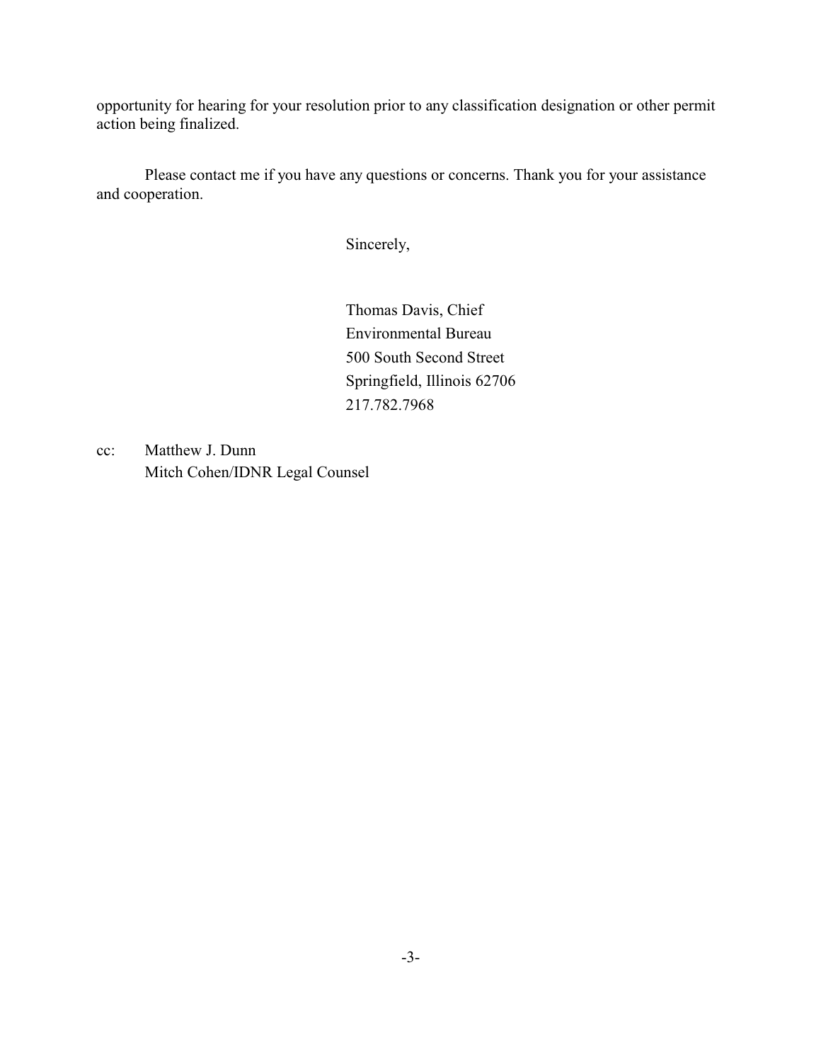opportunity for hearing for your resolution prior to any classification designation or other permit action being finalized.

Please contact me if you have any questions or concerns. Thank you for your assistance and cooperation.

Sincerely,

Thomas Davis, Chief
Environmental Bureau
500 South Second Street
Springfield, Illinois 62706
217.782.7968

cc: Matthew J. Dunn
Mitch Cohen/IDNR Legal Counsel